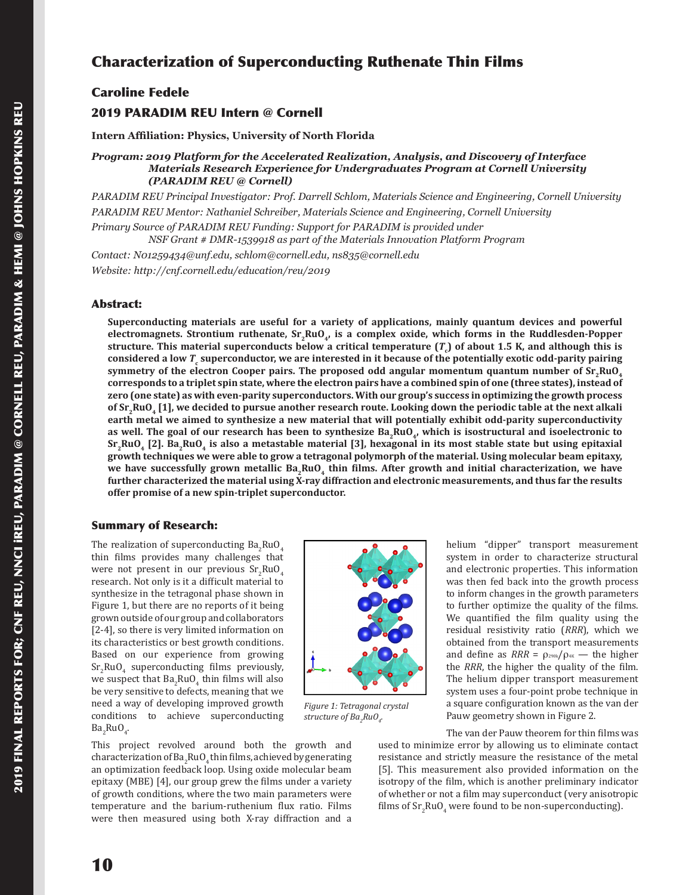# Characterization of Superconducting Ruthenate Thin Films

## Caroline Fedele

## 2019 PARADIM REU Intern @ Cornell

**Intern Affiliation: Physics, University of North Florida**

***Program: 2019 Platform for the Accelerated Realization, Analysis, and Discovery of Interface Materials Research Experience for Undergraduates Program at Cornell University (PARADIM REU @ Cornell)***

*PARADIM REU Principal Investigator: Prof. Darrell Schlom, Materials Science and Engineering, Cornell University*

*PARADIM REU Mentor: Nathaniel Schreiber, Materials Science and Engineering, Cornell University*

*Primary Source of PARADIM REU Funding: Support for PARADIM is provided under NSF Grant # DMR-1539918 as part of the Materials Innovation Platform Program*

*Contact: N01259434@unf.edu, schlom@cornell.edu, ns835@cornell.edu*

*Website: http://cnf.cornell.edu/education/reu/2019*

## Abstract:

**Superconducting materials are useful for a variety of applications, mainly quantum devices and powerful electromagnets. Strontium ruthenate, $Sr_2RuO_4$, is a complex oxide, which forms in the Ruddlesden-Popper structure. This material superconducts below a critical temperature ($T_c$) of about 1.5 K, and although this is considered a low $T_c$ superconductor, we are interested in it because of the potentially exotic odd-parity pairing symmetry of the electron Cooper pairs. The proposed odd angular momentum quantum number of $Sr_2RuO_4$ corresponds to a triplet spin state, where the electron pairs have a combined spin of one (three states), instead of zero (one state) as with even-parity superconductors. With our group's success in optimizing the growth process of $Sr_2RuO_4$ [1], we decided to pursue another research route. Looking down the periodic table at the next alkali earth metal we aimed to synthesize a new material that will potentially exhibit odd-parity superconductivity as well. The goal of our research has been to synthesize $Ba_2RuO_4$, which is isostructural and isoelectronic to $Sr_2RuO_4$ [2]. $Ba_2RuO_4$ is also a metastable material [3], hexagonal in its most stable state but using epitaxial growth techniques we were able to grow a tetragonal polymorph of the material. Using molecular beam epitaxy, we have successfully grown metallic $Ba_2RuO_4$ thin films. After growth and initial characterization, we have further characterized the material using X-ray diffraction and electronic measurements, and thus far the results offer promise of a new spin-triplet superconductor.**

## Summary of Research:

The realization of superconducting $Ba_2RuO_4$ thin films provides many challenges that were not present in our previous $Sr_2RuO_4$ research. Not only is it a difficult material to synthesize in the tetragonal phase shown in Figure 1, but there are no reports of it being grown outside of our group and collaborators [2-4], so there is very limited information on its characteristics or best growth conditions. Based on our experience from growing $Sr_2RuO_4$ superconducting films previously, we suspect that $Ba_2RuO_4$ thin films will also be very sensitive to defects, meaning that we need a way of developing improved growth conditions to achieve superconducting $Ba_2RuO_4$.

*Figure 1: Tetragonal crystal structure of $Ba_2RuO_4$.*

This project revolved around both the growth and characterization of $Ba_2RuO_4$ thin films, achieved by generating an optimization feedback loop. Using oxide molecular beam epitaxy (MBE) [4], our group grew the films under a variety of growth conditions, where the two main parameters were temperature and the barium-ruthenium flux ratio. Films were then measured using both X-ray diffraction and a helium "dipper" transport measurement system in order to characterize structural and electronic properties. This information was then fed back into the growth process to inform changes in the growth parameters to further optimize the quality of the films. We quantified the film quality using the residual resistivity ratio (*RRR*), which we obtained from the transport measurements and define as $RRR = \rho_{290K}/\rho_{4K}$ — the higher the *RRR*, the higher the quality of the film. The helium dipper transport measurement system uses a four-point probe technique in a square configuration known as the van der Pauw geometry shown in Figure 2.

The van der Pauw theorem for thin films was used to minimize error by allowing us to eliminate contact resistance and strictly measure the resistance of the metal [5]. This measurement also provided information on the isotropy of the film, which is another preliminary indicator of whether or not a film may superconduct (very anisotropic films of $Sr_2RuO_4$ were found to be non-superconducting).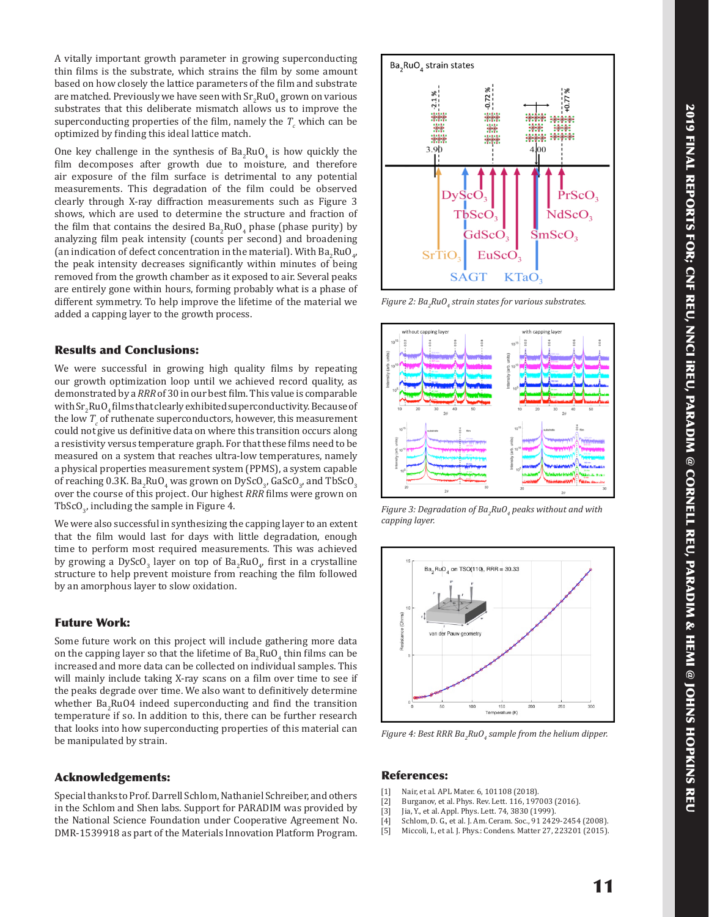A vitally important growth parameter in growing superconducting thin films is the substrate, which strains the film by some amount based on how closely the lattice parameters of the film and substrate are matched. Previously we have seen with $Sr_2RuO_4$ grown on various substrates that this deliberate mismatch allows us to improve the superconducting properties of the film, namely the $T_c$ which can be optimized by finding this ideal lattice match.

One key challenge in the synthesis of $Ba_2RuO_4$ is how quickly the film decomposes after growth due to moisture, and therefore air exposure of the film surface is detrimental to any potential measurements. This degradation of the film could be observed clearly through X-ray diffraction measurements such as Figure 3 shows, which are used to determine the structure and fraction of the film that contains the desired $Ba_2RuO_4$ phase (phase purity) by analyzing film peak intensity (counts per second) and broadening (an indication of defect concentration in the material). With $Ba_2RuO_4$, the peak intensity decreases significantly within minutes of being removed from the growth chamber as it exposed to air. Several peaks are entirely gone within hours, forming probably what is a phase of different symmetry. To help improve the lifetime of the material we added a capping layer to the growth process.

## Results and Conclusions:

We were successful in growing high quality films by repeating our growth optimization loop until we achieved record quality, as demonstrated by a *RRR* of 30 in our best film. This value is comparable with $Sr_2RuO_4$ films that clearly exhibited superconductivity. Because of the low $T_c$ of ruthenate superconductors, however, this measurement could not give us definitive data on where this transition occurs along a resistivity versus temperature graph. For that these films need to be measured on a system that reaches ultra-low temperatures, namely a physical properties measurement system (PPMS), a system capable of reaching 0.3K. $Ba_2RuO_4$ was grown on $DyScO_3$, $GaScO_3$, and $TbScO_3$ over the course of this project. Our highest *RRR* films were grown on $TbScO_3$, including the sample in Figure 4.

We were also successful in synthesizing the capping layer to an extent that the film would last for days with little degradation, enough time to perform most required measurements. This was achieved by growing a $DyScO_3$ layer on top of $Ba_2RuO_4$, first in a crystalline structure to help prevent moisture from reaching the film followed by an amorphous layer to slow oxidation.

## Future Work:

Some future work on this project will include gathering more data on the capping layer so that the lifetime of $Ba_2RuO_4$ thin films can be increased and more data can be collected on individual samples. This will mainly include taking X-ray scans on a film over time to see if the peaks degrade over time. We also want to definitively determine whether Ba2RuO4 indeed superconducting and find the transition temperature if so. In addition to this, there can be further research that looks into how superconducting properties of this material can be manipulated by strain.

## Acknowledgements:

Special thanks to Prof. Darrell Schlom, Nathaniel Schreiber, and others in the Schlom and Shen labs. Support for PARADIM was provided by the National Science Foundation under Cooperative Agreement No. DMR-1539918 as part of the Materials Innovation Platform Program.

$Ba_2RuO_4$ strain states

-2.1 %
-0.72 %
+0.77 %
3.90
4.00
DyScO3
TbScO3
GdScO3
SrTiO3
EuScO3
SAGT
KTaO3
PrScO3
NdScO3
SmScO3

*Figure 2: $Ba_2RuO_4$ strain states for various substrates.*

without capping layer
with capping layer

*Figure 3: Degradation of $Ba_2RuO_4$ peaks without and with capping layer.*

$Ba_2RuO_4$ on TSO(110), RRR = 30.33
van der Pauw geometry
Resistance (Ohms)
Temperature (K)

*Figure 4: Best RRR $Ba_2RuO_4$ sample from the helium dipper.*

## References:

[1] Nair, et al. APL Mater. 6, 101108 (2018).
[2] Burganov, et al. Phys. Rev. Lett. 116, 197003 (2016).
[3] Jia, Y., et al. Appl. Phys. Lett. 74, 3830 (1999).
[4] Schlom, D. G., et al. J. Am. Ceram. Soc., 91 2429-2454 (2008).
[5] Miccoli, I., et al. J. Phys.: Condens. Matter 27, 223201 (2015).